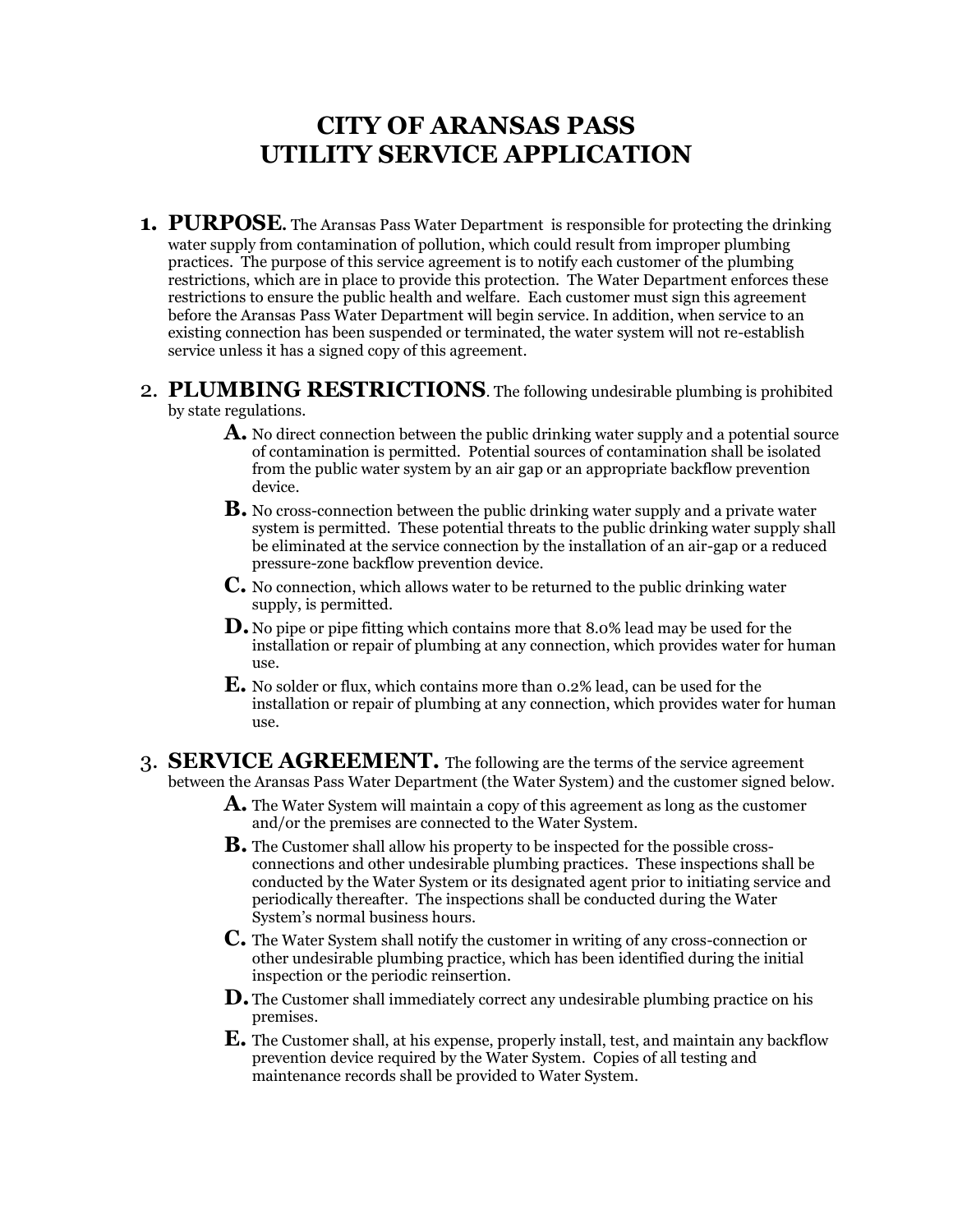# CITY OF ARANSAS PASS
# UTILITY SERVICE APPLICATION

1. **PURPOSE**. The Aransas Pass Water Department is responsible for protecting the drinking water supply from contamination of pollution, which could result from improper plumbing practices. The purpose of this service agreement is to notify each customer of the plumbing restrictions, which are in place to provide this protection. The Water Department enforces these restrictions to ensure the public health and welfare. Each customer must sign this agreement before the Aransas Pass Water Department will begin service. In addition, when service to an existing connection has been suspended or terminated, the water system will not re-establish service unless it has a signed copy of this agreement.

2. **PLUMBING RESTRICTIONS**. The following undesirable plumbing is prohibited by state regulations.

   **A.** No direct connection between the public drinking water supply and a potential source of contamination is permitted. Potential sources of contamination shall be isolated from the public water system by an air gap or an appropriate backflow prevention device.

   **B.** No cross-connection between the public drinking water supply and a private water system is permitted. These potential threats to the public drinking water supply shall be eliminated at the service connection by the installation of an air-gap or a reduced pressure-zone backflow prevention device.

   **C.** No connection, which allows water to be returned to the public drinking water supply, is permitted.

   **D.** No pipe or pipe fitting which contains more that 8.0% lead may be used for the installation or repair of plumbing at any connection, which provides water for human use.

   **E.** No solder or flux, which contains more than 0.2% lead, can be used for the installation or repair of plumbing at any connection, which provides water for human use.

3. **SERVICE AGREEMENT.** The following are the terms of the service agreement between the Aransas Pass Water Department (the Water System) and the customer signed below.

   **A.** The Water System will maintain a copy of this agreement as long as the customer and/or the premises are connected to the Water System.

   **B.** The Customer shall allow his property to be inspected for the possible cross-connections and other undesirable plumbing practices. These inspections shall be conducted by the Water System or its designated agent prior to initiating service and periodically thereafter. The inspections shall be conducted during the Water System's normal business hours.

   **C.** The Water System shall notify the customer in writing of any cross-connection or other undesirable plumbing practice, which has been identified during the initial inspection or the periodic reinsertion.

   **D.** The Customer shall immediately correct any undesirable plumbing practice on his premises.

   **E.** The Customer shall, at his expense, properly install, test, and maintain any backflow prevention device required by the Water System. Copies of all testing and maintenance records shall be provided to Water System.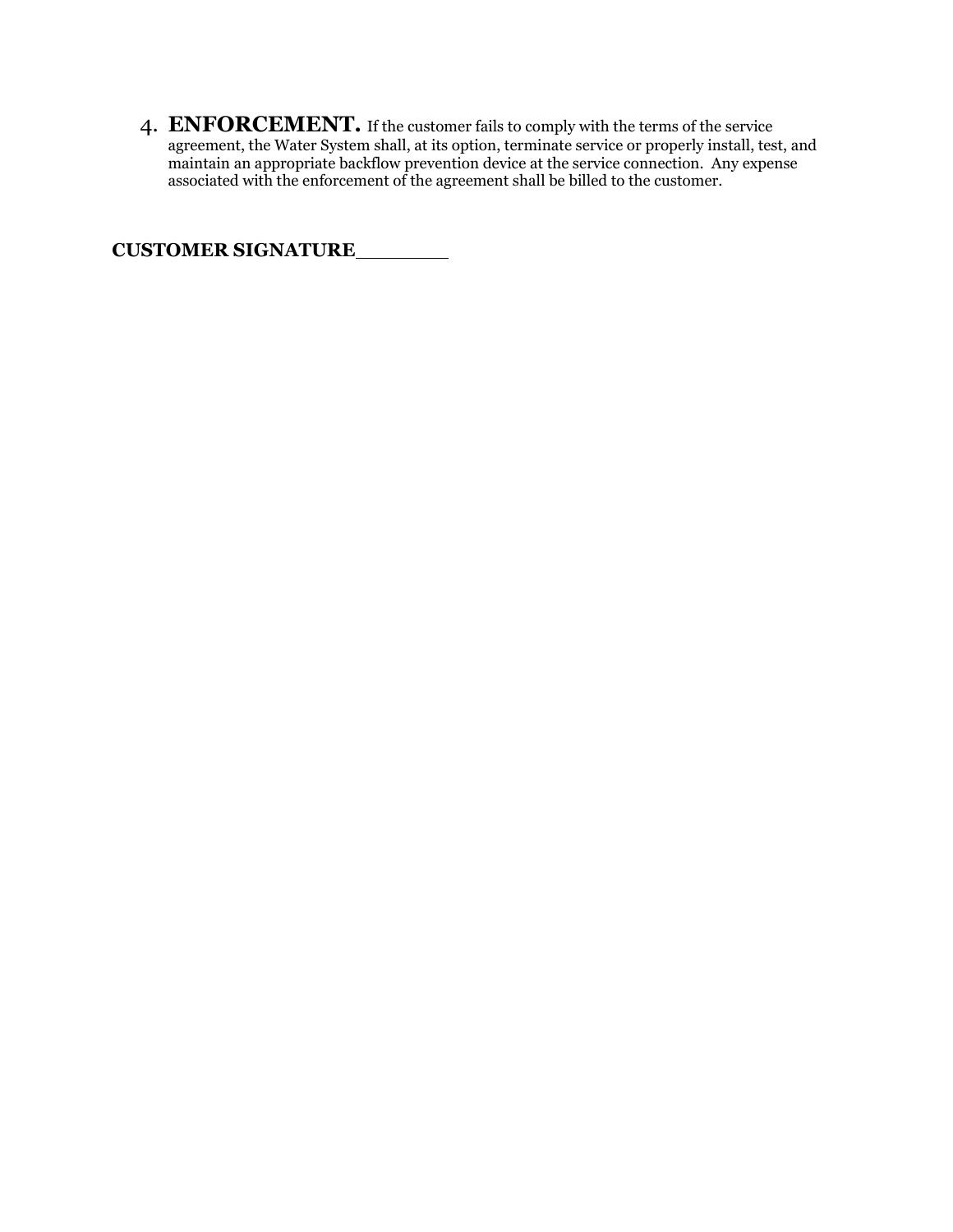4. **ENFORCEMENT.** If the customer fails to comply with the terms of the service agreement, the Water System shall, at its option, terminate service or properly install, test, and maintain an appropriate backflow prevention device at the service connection. Any expense associated with the enforcement of the agreement shall be billed to the customer.

**CUSTOMER SIGNATURE**________